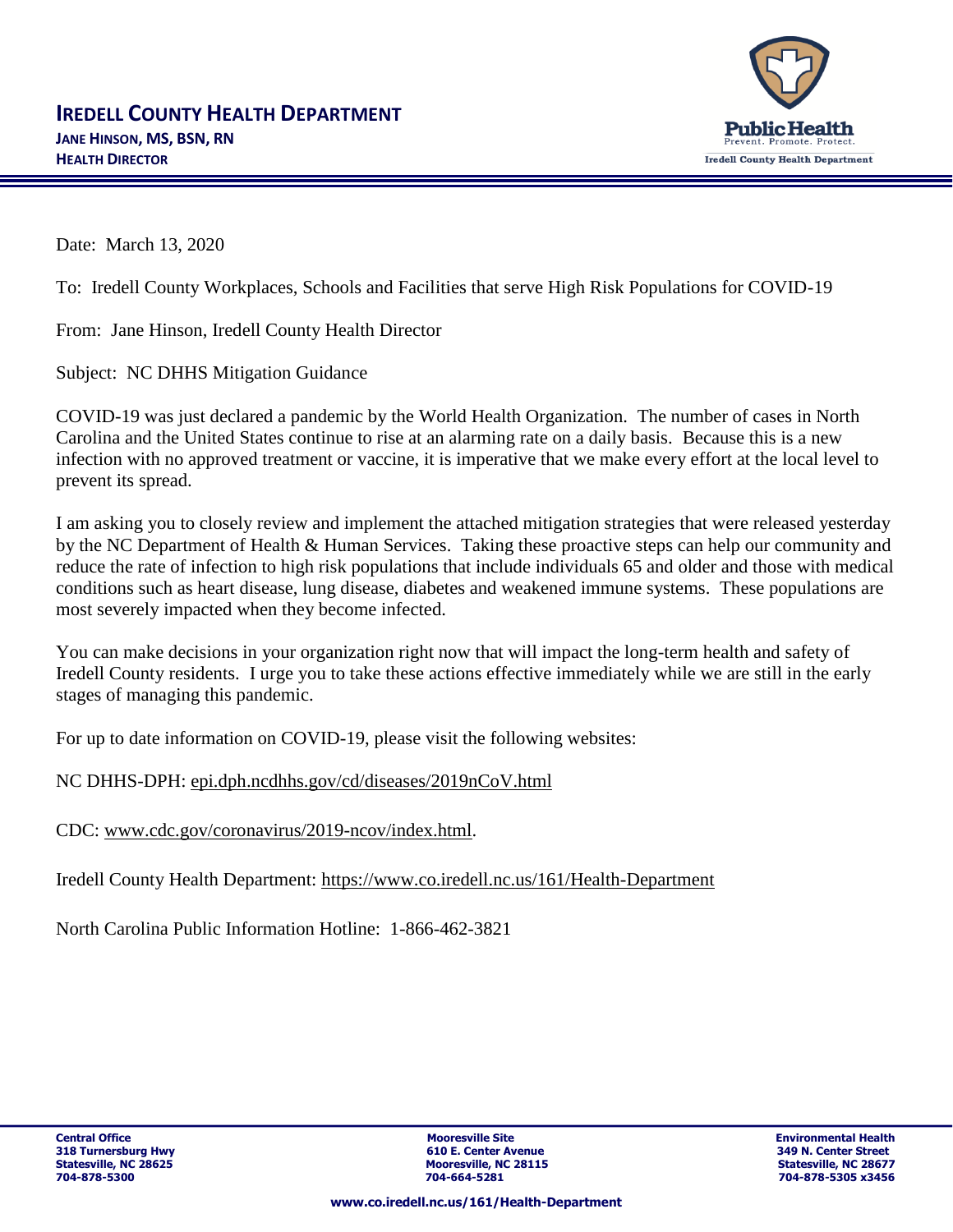# IREDELL COUNTY HEALTH DEPARTMENT

**JANE HINSON, MS, BSN, RN**
**HEALTH DIRECTOR**

Public Health
Prevent. Promote. Protect.
Iredell County Health Department

Date: March 13, 2020

To: Iredell County Workplaces, Schools and Facilities that serve High Risk Populations for COVID-19

From: Jane Hinson, Iredell County Health Director

Subject: NC DHHS Mitigation Guidance

COVID-19 was just declared a pandemic by the World Health Organization. The number of cases in North Carolina and the United States continue to rise at an alarming rate on a daily basis. Because this is a new infection with no approved treatment or vaccine, it is imperative that we make every effort at the local level to prevent its spread.

I am asking you to closely review and implement the attached mitigation strategies that were released yesterday by the NC Department of Health & Human Services. Taking these proactive steps can help our community and reduce the rate of infection to high risk populations that include individuals 65 and older and those with medical conditions such as heart disease, lung disease, diabetes and weakened immune systems. These populations are most severely impacted when they become infected.

You can make decisions in your organization right now that will impact the long-term health and safety of Iredell County residents. I urge you to take these actions effective immediately while we are still in the early stages of managing this pandemic.

For up to date information on COVID-19, please visit the following websites:

NC DHHS-DPH: epi.dph.ncdhhs.gov/cd/diseases/2019nCoV.html

CDC: www.cdc.gov/coronavirus/2019-ncov/index.html.

Iredell County Health Department: https://www.co.iredell.nc.us/161/Health-Department

North Carolina Public Information Hotline: 1-866-462-3821

**Central Office**
**318 Turnersburg Hwy**
**Statesville, NC 28625**
**704-878-5300**

**Mooresville Site**
**610 E. Center Avenue**
**Mooresville, NC 28115**
**704-664-5281**

**Environmental Health**
**349 N. Center Street**
**Statesville, NC 28677**
**704-878-5305 x3456**

**www.co.iredell.nc.us/161/Health-Department**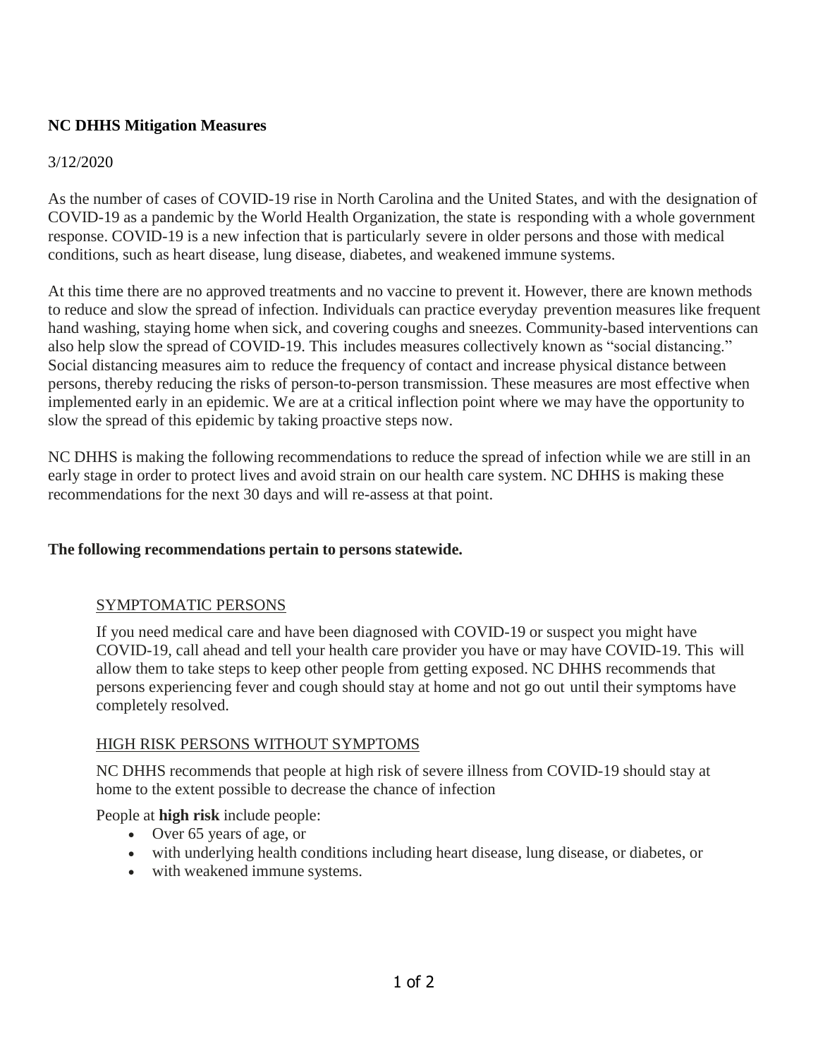**NC DHHS Mitigation Measures**

3/12/2020

As the number of cases of COVID-19 rise in North Carolina and the United States, and with the designation of COVID-19 as a pandemic by the World Health Organization, the state is responding with a whole government response. COVID-19 is a new infection that is particularly severe in older persons and those with medical conditions, such as heart disease, lung disease, diabetes, and weakened immune systems.

At this time there are no approved treatments and no vaccine to prevent it. However, there are known methods to reduce and slow the spread of infection. Individuals can practice everyday prevention measures like frequent hand washing, staying home when sick, and covering coughs and sneezes. Community-based interventions can also help slow the spread of COVID-19. This includes measures collectively known as "social distancing." Social distancing measures aim to reduce the frequency of contact and increase physical distance between persons, thereby reducing the risks of person-to-person transmission. These measures are most effective when implemented early in an epidemic. We are at a critical inflection point where we may have the opportunity to slow the spread of this epidemic by taking proactive steps now.

NC DHHS is making the following recommendations to reduce the spread of infection while we are still in an early stage in order to protect lives and avoid strain on our health care system. NC DHHS is making these recommendations for the next 30 days and will re-assess at that point.

**The following recommendations pertain to persons statewide.**

<u>SYMPTOMATIC PERSONS</u>

If you need medical care and have been diagnosed with COVID-19 or suspect you might have COVID-19, call ahead and tell your health care provider you have or may have COVID-19. This will allow them to take steps to keep other people from getting exposed. NC DHHS recommends that persons experiencing fever and cough should stay at home and not go out until their symptoms have completely resolved.

<u>HIGH RISK PERSONS WITHOUT SYMPTOMS</u>

NC DHHS recommends that people at high risk of severe illness from COVID-19 should stay at home to the extent possible to decrease the chance of infection

People at **high risk** include people:

- Over 65 years of age, or
- with underlying health conditions including heart disease, lung disease, or diabetes, or
- with weakened immune systems.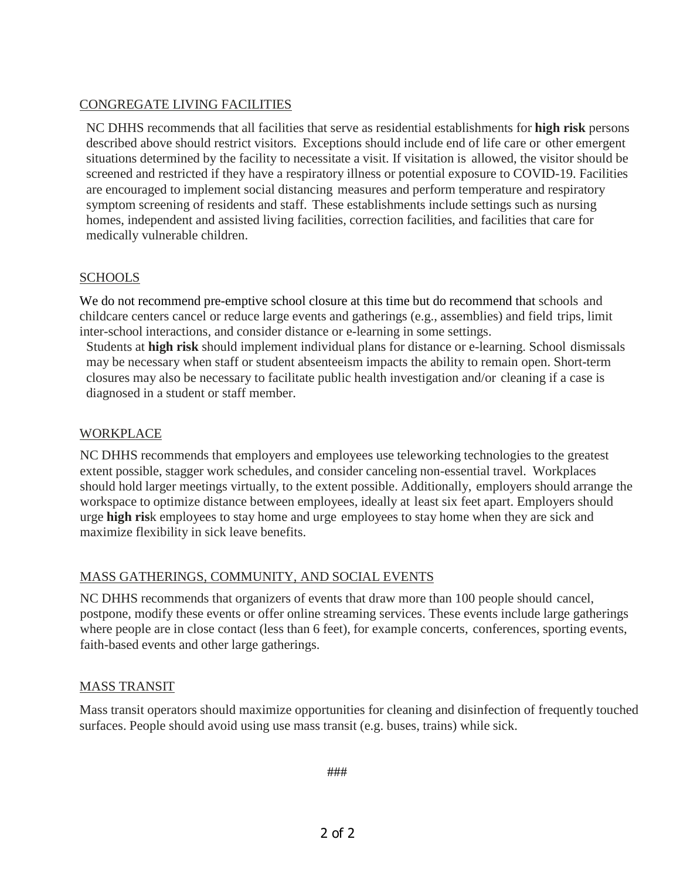## CONGREGATE LIVING FACILITIES

NC DHHS recommends that all facilities that serve as residential establishments for **high risk** persons described above should restrict visitors. Exceptions should include end of life care or other emergent situations determined by the facility to necessitate a visit. If visitation is allowed, the visitor should be screened and restricted if they have a respiratory illness or potential exposure to COVID-19. Facilities are encouraged to implement social distancing measures and perform temperature and respiratory symptom screening of residents and staff. These establishments include settings such as nursing homes, independent and assisted living facilities, correction facilities, and facilities that care for medically vulnerable children.

## SCHOOLS

We do not recommend pre-emptive school closure at this time but do recommend that schools and childcare centers cancel or reduce large events and gatherings (e.g., assemblies) and field trips, limit inter-school interactions, and consider distance or e-learning in some settings.

Students at **high risk** should implement individual plans for distance or e-learning. School dismissals may be necessary when staff or student absenteeism impacts the ability to remain open. Short-term closures may also be necessary to facilitate public health investigation and/or cleaning if a case is diagnosed in a student or staff member.

## WORKPLACE

NC DHHS recommends that employers and employees use teleworking technologies to the greatest extent possible, stagger work schedules, and consider canceling non-essential travel. Workplaces should hold larger meetings virtually, to the extent possible. Additionally, employers should arrange the workspace to optimize distance between employees, ideally at least six feet apart. Employers should urge **high ris**k employees to stay home and urge employees to stay home when they are sick and maximize flexibility in sick leave benefits.

## MASS GATHERINGS, COMMUNITY, AND SOCIAL EVENTS

NC DHHS recommends that organizers of events that draw more than 100 people should cancel, postpone, modify these events or offer online streaming services. These events include large gatherings where people are in close contact (less than 6 feet), for example concerts, conferences, sporting events, faith-based events and other large gatherings.

## MASS TRANSIT

Mass transit operators should maximize opportunities for cleaning and disinfection of frequently touched surfaces. People should avoid using use mass transit (e.g. buses, trains) while sick.

###